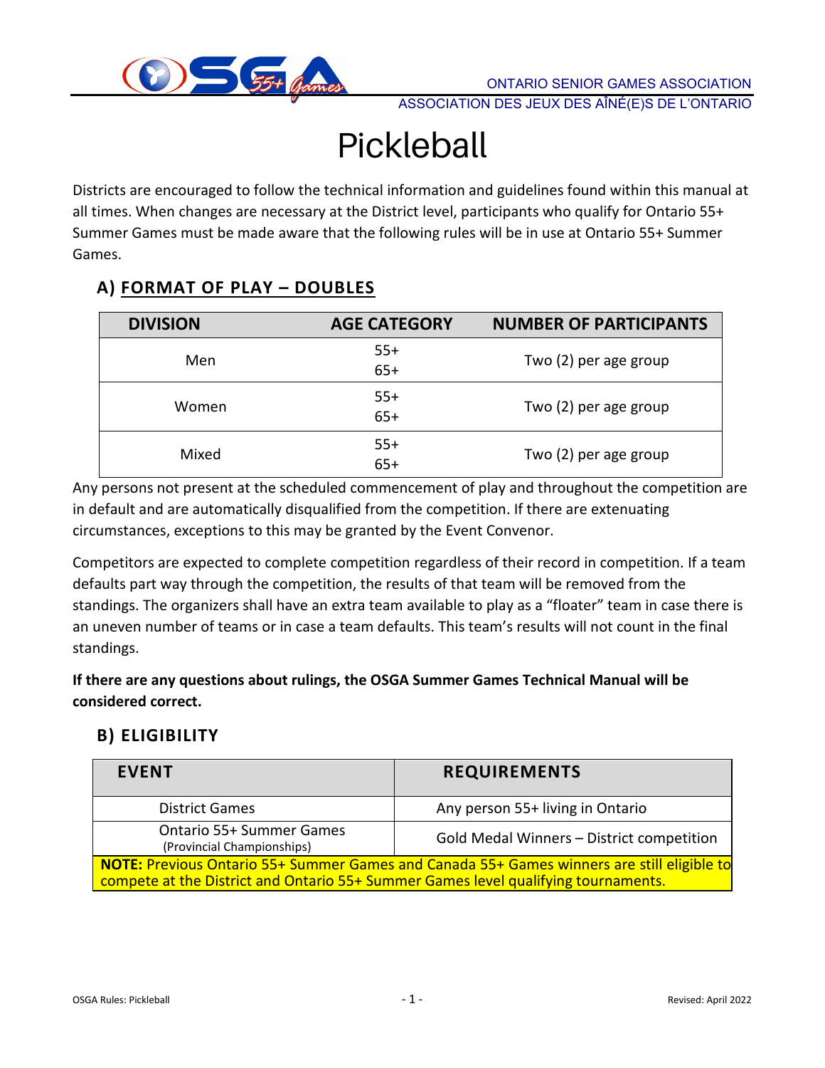ONTARIO SENIOR GAMES ASSOCIATION
ASSOCIATION DES JEUX DES AÎNÉ(E)S DE L'ONTARIO

# Pickleball

Districts are encouraged to follow the technical information and guidelines found within this manual at all times. When changes are necessary at the District level, participants who qualify for Ontario 55+ Summer Games must be made aware that the following rules will be in use at Ontario 55+ Summer Games.

## A) FORMAT OF PLAY – DOUBLES

| DIVISION | AGE CATEGORY | NUMBER OF PARTICIPANTS |
|---|---|---|
| Men | 55+<br>65+ | Two (2) per age group |
| Women | 55+<br>65+ | Two (2) per age group |
| Mixed | 55+<br>65+ | Two (2) per age group |

Any persons not present at the scheduled commencement of play and throughout the competition are in default and are automatically disqualified from the competition. If there are extenuating circumstances, exceptions to this may be granted by the Event Convenor.

Competitors are expected to complete competition regardless of their record in competition. If a team defaults part way through the competition, the results of that team will be removed from the standings. The organizers shall have an extra team available to play as a "floater" team in case there is an uneven number of teams or in case a team defaults. This team's results will not count in the final standings.

**If there are any questions about rulings, the OSGA Summer Games Technical Manual will be considered correct.**

## B) ELIGIBILITY

| EVENT | REQUIREMENTS |
|---|---|
| District Games | Any person 55+ living in Ontario |
| Ontario 55+ Summer Games (Provincial Championships) | Gold Medal Winners – District competition |
| **NOTE:** Previous Ontario 55+ Summer Games and Canada 55+ Games winners are still eligible to compete at the District and Ontario 55+ Summer Games level qualifying tournaments. | |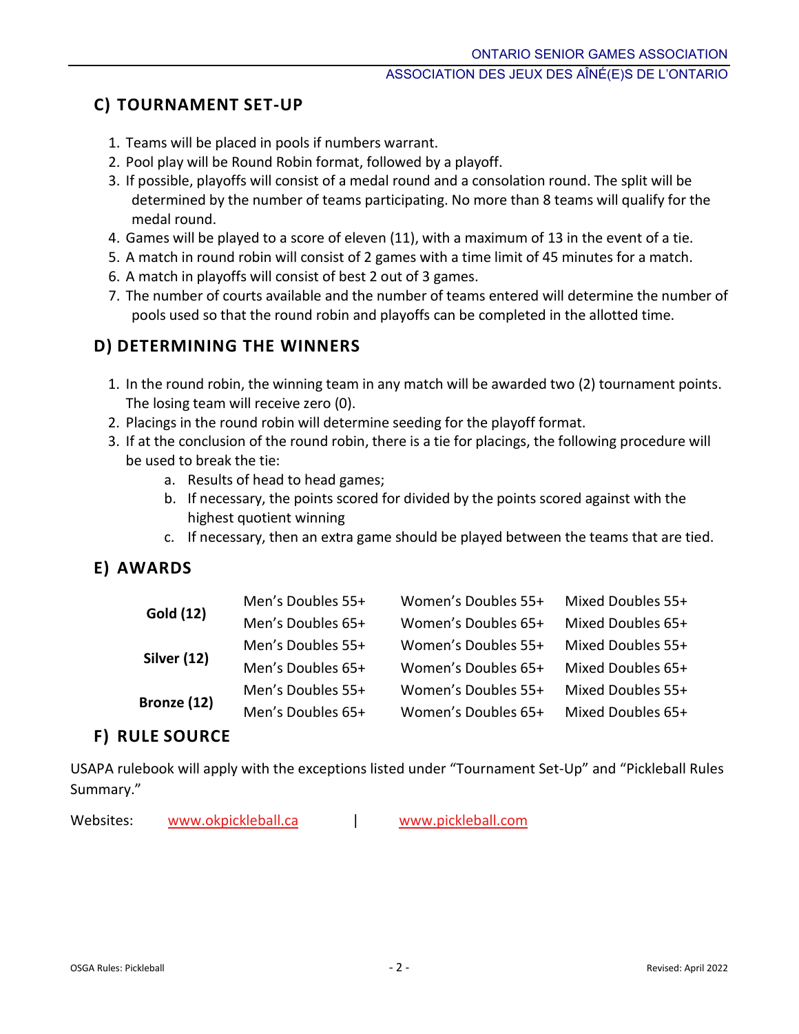## C) TOURNAMENT SET-UP

1. Teams will be placed in pools if numbers warrant.
2. Pool play will be Round Robin format, followed by a playoff.
3. If possible, playoffs will consist of a medal round and a consolation round. The split will be determined by the number of teams participating. No more than 8 teams will qualify for the medal round.
4. Games will be played to a score of eleven (11), with a maximum of 13 in the event of a tie.
5. A match in round robin will consist of 2 games with a time limit of 45 minutes for a match.
6. A match in playoffs will consist of best 2 out of 3 games.
7. The number of courts available and the number of teams entered will determine the number of pools used so that the round robin and playoffs can be completed in the allotted time.

## D) DETERMINING THE WINNERS

1. In the round robin, the winning team in any match will be awarded two (2) tournament points. The losing team will receive zero (0).
2. Placings in the round robin will determine seeding for the playoff format.
3. If at the conclusion of the round robin, there is a tie for placings, the following procedure will be used to break the tie:
   a. Results of head to head games;
   b. If necessary, the points scored for divided by the points scored against with the highest quotient winning
   c. If necessary, then an extra game should be played between the teams that are tied.

## E) AWARDS

| | | | |
|---|---|---|---|
| **Gold (12)** | Men's Doubles 55+ | Women's Doubles 55+ | Mixed Doubles 55+ |
| | Men's Doubles 65+ | Women's Doubles 65+ | Mixed Doubles 65+ |
| **Silver (12)** | Men's Doubles 55+ | Women's Doubles 55+ | Mixed Doubles 55+ |
| | Men's Doubles 65+ | Women's Doubles 65+ | Mixed Doubles 65+ |
| **Bronze (12)** | Men's Doubles 55+ | Women's Doubles 55+ | Mixed Doubles 55+ |
| | Men's Doubles 65+ | Women's Doubles 65+ | Mixed Doubles 65+ |

## F) RULE SOURCE

USAPA rulebook will apply with the exceptions listed under "Tournament Set-Up" and "Pickleball Rules Summary."

Websites: www.okpickleball.ca | www.pickleball.com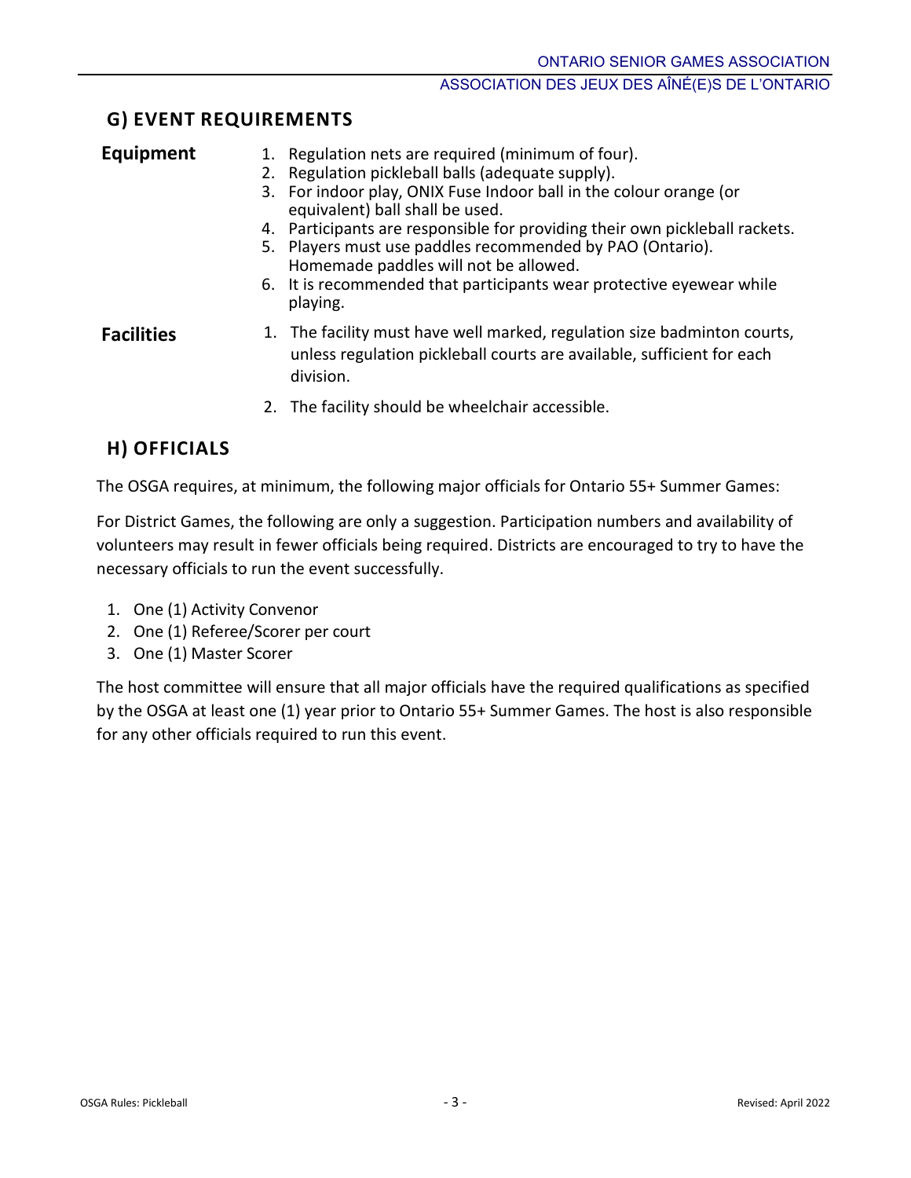## G) EVENT REQUIREMENTS

**Equipment**

1. Regulation nets are required (minimum of four).
2. Regulation pickleball balls (adequate supply).
3. For indoor play, ONIX Fuse Indoor ball in the colour orange (or equivalent) ball shall be used.
4. Participants are responsible for providing their own pickleball rackets.
5. Players must use paddles recommended by PAO (Ontario). Homemade paddles will not be allowed.
6. It is recommended that participants wear protective eyewear while playing.

**Facilities**

1. The facility must have well marked, regulation size badminton courts, unless regulation pickleball courts are available, sufficient for each division.
2. The facility should be wheelchair accessible.

## H) OFFICIALS

The OSGA requires, at minimum, the following major officials for Ontario 55+ Summer Games:

For District Games, the following are only a suggestion. Participation numbers and availability of volunteers may result in fewer officials being required. Districts are encouraged to try to have the necessary officials to run the event successfully.

1. One (1) Activity Convenor
2. One (1) Referee/Scorer per court
3. One (1) Master Scorer

The host committee will ensure that all major officials have the required qualifications as specified by the OSGA at least one (1) year prior to Ontario 55+ Summer Games. The host is also responsible for any other officials required to run this event.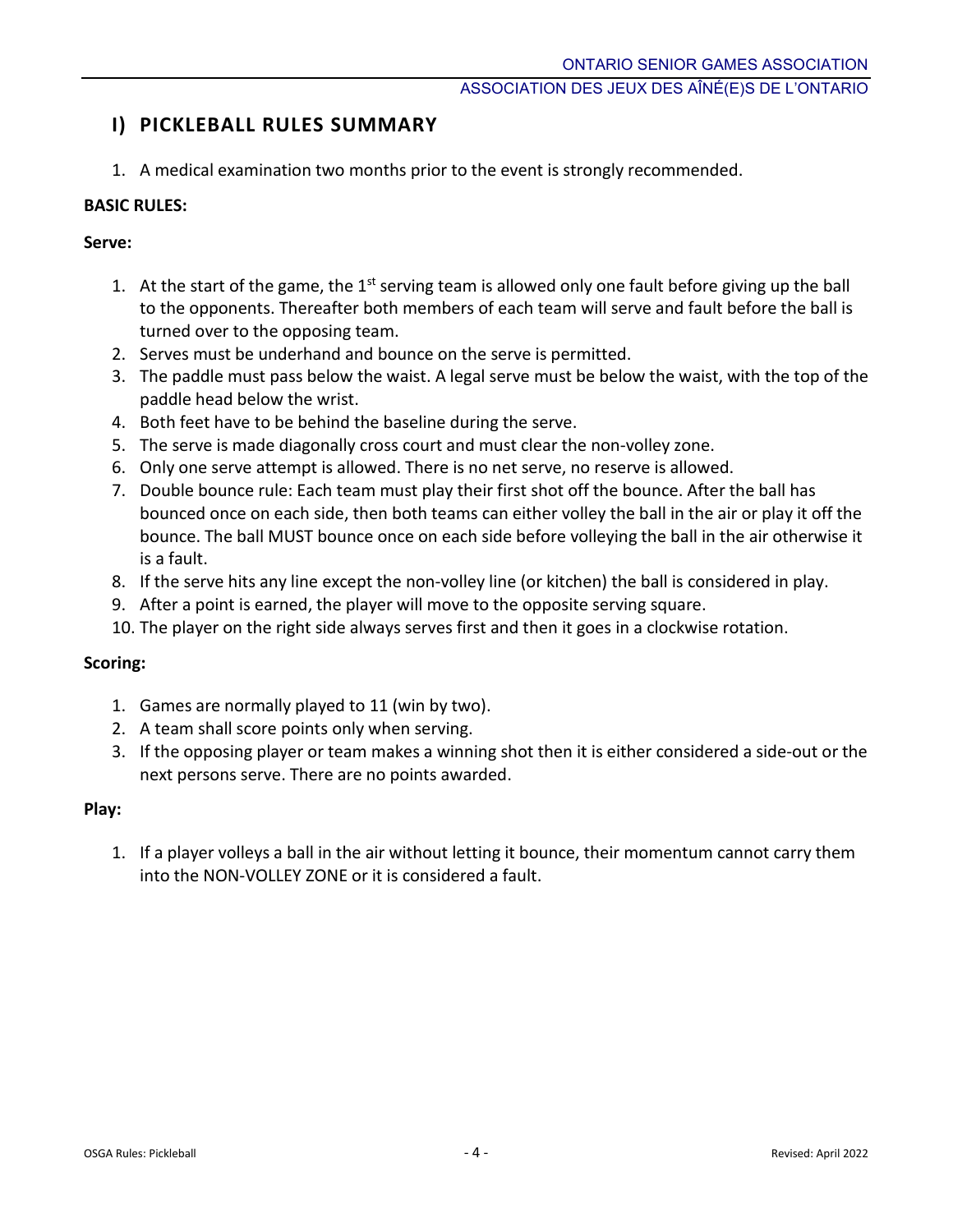## I) PICKLEBALL RULES SUMMARY

1. A medical examination two months prior to the event is strongly recommended.

**BASIC RULES:**

**Serve:**

1. At the start of the game, the 1st serving team is allowed only one fault before giving up the ball to the opponents. Thereafter both members of each team will serve and fault before the ball is turned over to the opposing team.
2. Serves must be underhand and bounce on the serve is permitted.
3. The paddle must pass below the waist. A legal serve must be below the waist, with the top of the paddle head below the wrist.
4. Both feet have to be behind the baseline during the serve.
5. The serve is made diagonally cross court and must clear the non-volley zone.
6. Only one serve attempt is allowed. There is no net serve, no reserve is allowed.
7. Double bounce rule: Each team must play their first shot off the bounce. After the ball has bounced once on each side, then both teams can either volley the ball in the air or play it off the bounce. The ball MUST bounce once on each side before volleying the ball in the air otherwise it is a fault.
8. If the serve hits any line except the non-volley line (or kitchen) the ball is considered in play.
9. After a point is earned, the player will move to the opposite serving square.
10. The player on the right side always serves first and then it goes in a clockwise rotation.

**Scoring:**

1. Games are normally played to 11 (win by two).
2. A team shall score points only when serving.
3. If the opposing player or team makes a winning shot then it is either considered a side-out or the next persons serve. There are no points awarded.

**Play:**

1. If a player volleys a ball in the air without letting it bounce, their momentum cannot carry them into the NON-VOLLEY ZONE or it is considered a fault.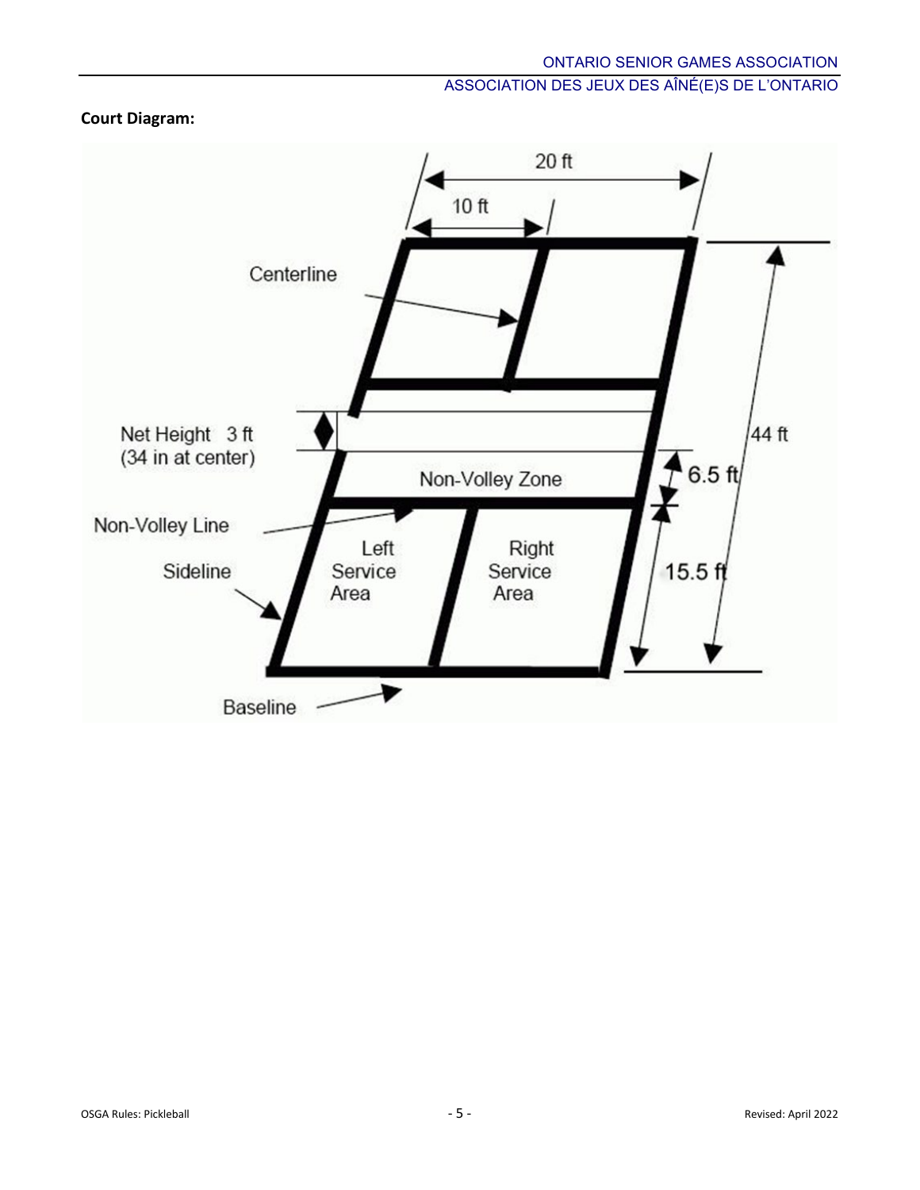**Court Diagram:**

20 ft

10 ft

Centerline

Net Height 3 ft
(34 in at center)

44 ft

6.5 ft

Non-Volley Zone

Non-Volley Line

Left
Service
Area

Right
Service
Area

Sideline

15.5 ft

Baseline